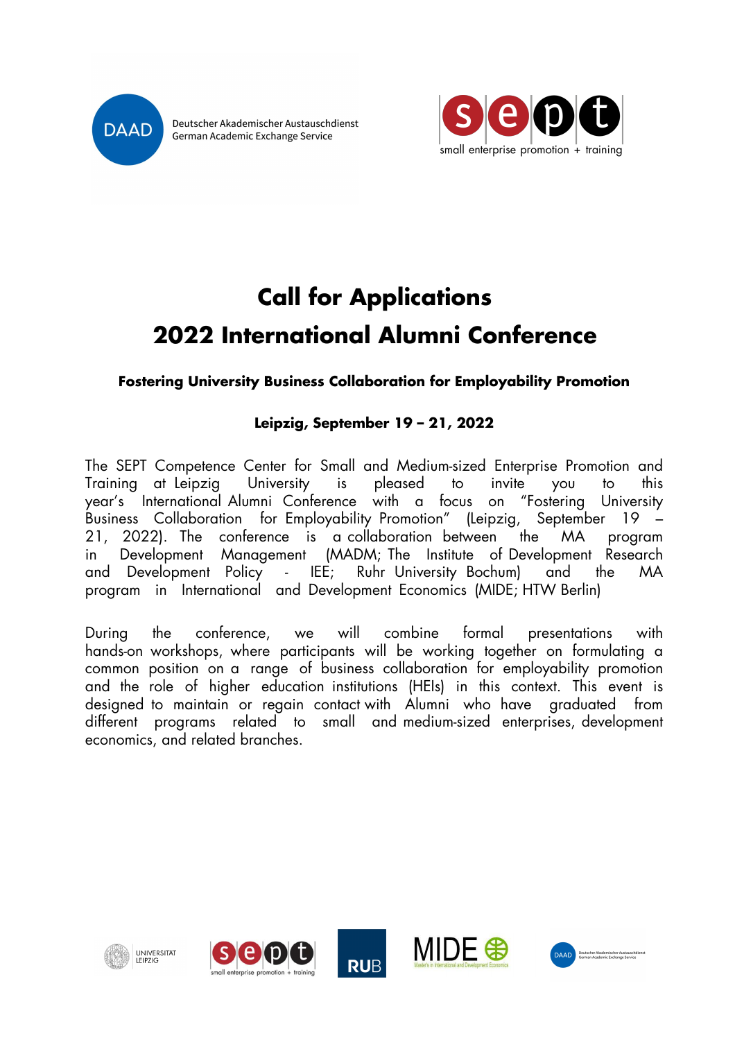# Call for Applications
# 2022 International Alumni Conference

### Fostering University Business Collaboration for Employability Promotion

### Leipzig, September 19 – 21, 2022

The SEPT Competence Center for Small and Medium-sized Enterprise Promotion and Training at Leipzig University is pleased to invite you to this year's International Alumni Conference with a focus on "Fostering University Business Collaboration for Employability Promotion" (Leipzig, September 19 – 21, 2022). The conference is a collaboration between the MA program in Development Management (MADM; The Institute of Development Research and Development Policy - IEE; Ruhr University Bochum) and the MA program in International and Development Economics (MIDE; HTW Berlin)

During the conference, we will combine formal presentations with hands-on workshops, where participants will be working together on formulating a common position on a range of business collaboration for employability promotion and the role of higher education institutions (HEIs) in this context. This event is designed to maintain or regain contact with Alumni who have graduated from different programs related to small and medium-sized enterprises, development economics, and related branches.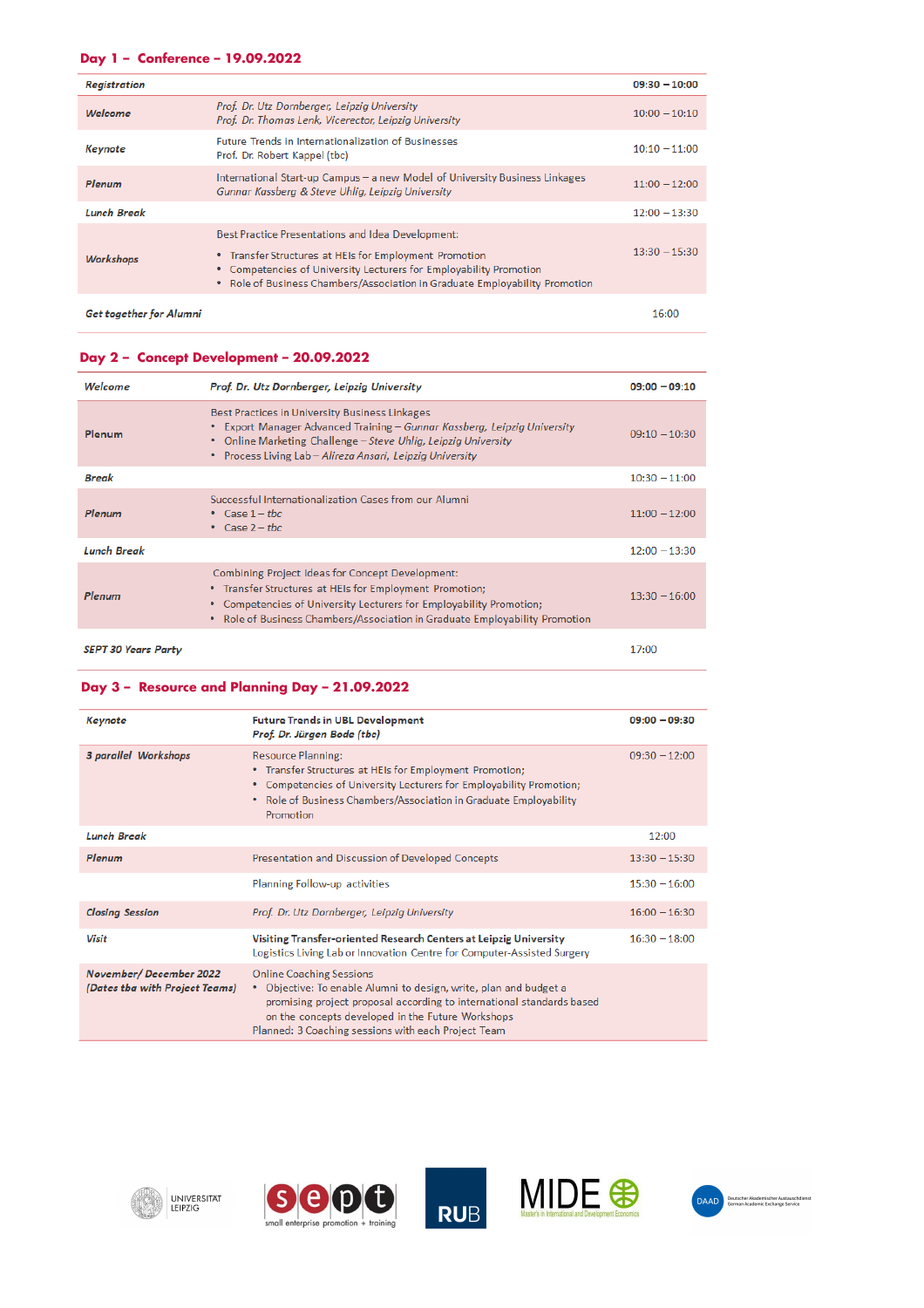## Day 1 – Conference – 19.09.2022

| | | |
|---|---|---|
| ***Registration*** | | **09:30 – 10:00** |
| ***Welcome*** | *Prof. Dr. Utz Dornberger, Leipzig University*<br>*Prof. Dr. Thomas Lenk, Vicerector, Leipzig University* | 10:00 – 10:10 |
| ***Keynote*** | Future Trends in Internationalization of Businesses<br>Prof. Dr. Robert Kappel (tbc) | 10:10 – 11:00 |
| ***Plenum*** | International Start-up Campus – a new Model of University Business Linkages<br>*Gunnar Kassberg & Steve Uhlig, Leipzig University* | 11:00 – 12:00 |
| ***Lunch Break*** | | 12:00 – 13:30 |
| ***Workshops*** | Best Practice Presentations and Idea Development:<br>• Transfer Structures at HEIs for Employment Promotion<br>• Competencies of University Lecturers for Employability Promotion<br>• Role of Business Chambers/Association in Graduate Employability Promotion | 13:30 – 15:30 |
| ***Get together for Alumni*** | | 16:00 |

## Day 2 – Concept Development – 20.09.2022

| | | |
|---|---|---|
| ***Welcome*** | ***Prof. Dr. Utz Dornberger, Leipzig University*** | **09:00 – 09:10** |
| ***Plenum*** | Best Practices in University Business Linkages<br>• Export Manager Advanced Training – *Gunnar Kassberg, Leipzig University*<br>• Online Marketing Challenge – *Steve Uhlig, Leipzig University*<br>• Process Living Lab – *Alireza Ansari, Leipzig University* | 09:10 – 10:30 |
| ***Break*** | | 10:30 – 11:00 |
| ***Plenum*** | Successful Internationalization Cases from our Alumni<br>• Case 1 – *tbc*<br>• Case 2 – *tbc* | 11:00 – 12:00 |
| ***Lunch Break*** | | 12:00 – 13:30 |
| ***Plenum*** | Combining Project Ideas for Concept Development:<br>• Transfer Structures at HEIs for Employment Promotion;<br>• Competencies of University Lecturers for Employability Promotion;<br>• Role of Business Chambers/Association in Graduate Employability Promotion | 13:30 – 16:00 |
| ***SEPT 30 Years Party*** | | 17:00 |

## Day 3 – Resource and Planning Day – 21.09.2022

| | | |
|---|---|---|
| ***Keynote*** | **Future Trends in UBL Development**<br>***Prof. Dr. Jürgen Bode (tbc)*** | **09:00 – 09:30** |
| ***3 parallel Workshops*** | Resource Planning:<br>• Transfer Structures at HEIs for Employment Promotion;<br>• Competencies of University Lecturers for Employability Promotion;<br>• Role of Business Chambers/Association in Graduate Employability Promotion | 09:30 – 12:00 |
| ***Lunch Break*** | | 12:00 |
| ***Plenum*** | Presentation and Discussion of Developed Concepts | 13:30 – 15:30 |
| | Planning Follow-up activities | 15:30 – 16:00 |
| ***Closing Session*** | *Prof. Dr. Utz Dornberger, Leipzig University* | 16:00 – 16:30 |
| ***Visit*** | **Visiting Transfer-oriented Research Centers at Leipzig University**<br>Logistics Living Lab or Innovation Centre for Computer-Assisted Surgery | 16:30 – 18:00 |
| ***November/ December 2022 (Dates tba with Project Teams)*** | Online Coaching Sessions<br>• Objective: To enable Alumni to design, write, plan and budget a promising project proposal according to international standards based on the concepts developed in the Future Workshops<br>Planned: 3 Coaching sessions with each Project Team | |

UNIVERSITÄT LEIPZIG | sept small enterprise promotion + training | RUB | MIDE Master's in International and Development Economics | DAAD Deutscher Akademischer Austauschdienst German Academic Exchange Service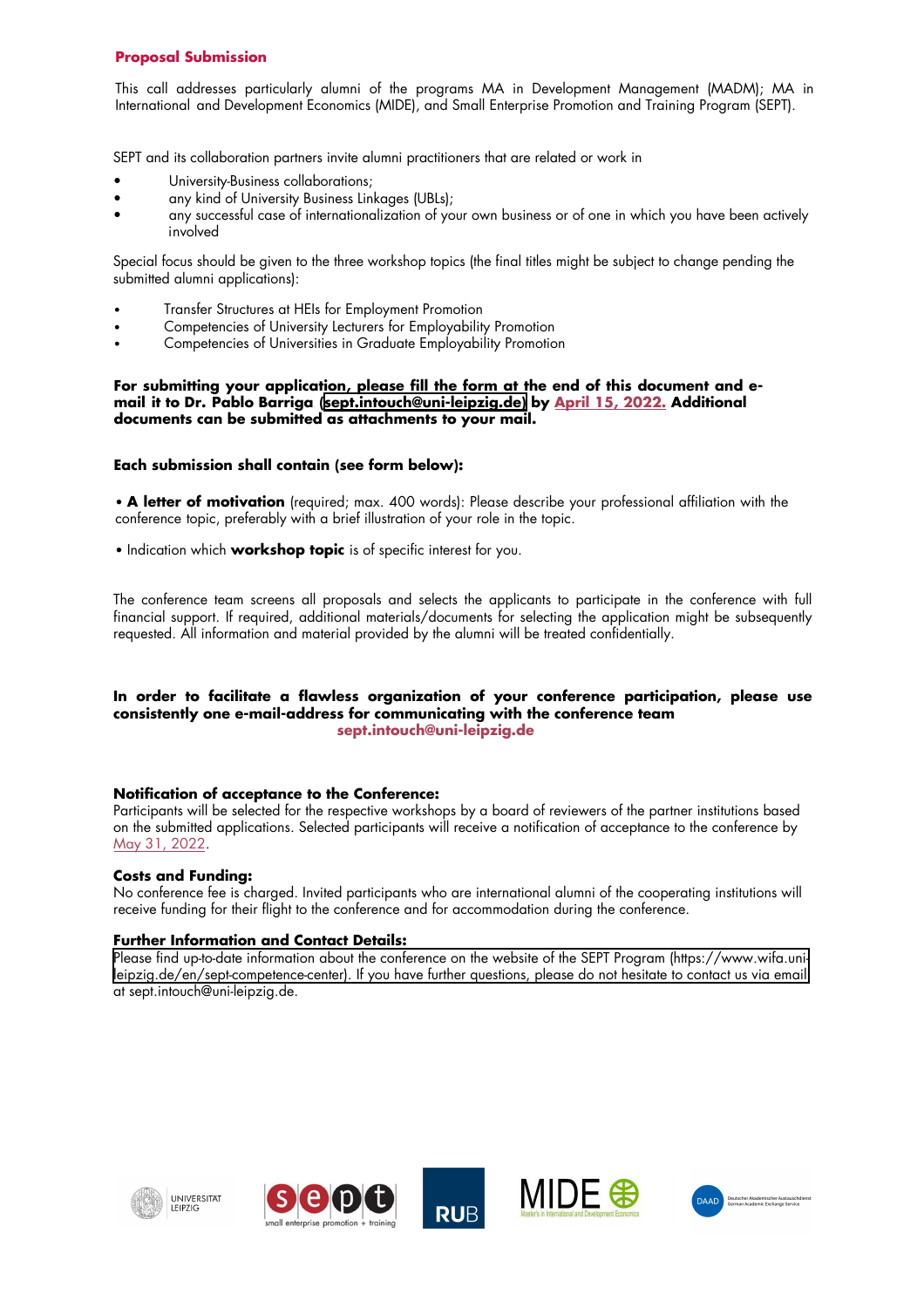## Proposal Submission

This call addresses particularly alumni of the programs MA in Development Management (MADM); MA in International and Development Economics (MIDE), and Small Enterprise Promotion and Training Program (SEPT).

SEPT and its collaboration partners invite alumni practitioners that are related or work in

- University-Business collaborations;
- any kind of University Business Linkages (UBLs);
- any successful case of internationalization of your own business or of one in which you have been actively involved

Special focus should be given to the three workshop topics (the final titles might be subject to change pending the submitted alumni applications):

- Transfer Structures at HEIs for Employment Promotion
- Competencies of University Lecturers for Employability Promotion
- Competencies of Universities in Graduate Employability Promotion

**For submitting your application, please fill the form at the end of this document and e-mail it to Dr. Pablo Barriga (sept.intouch@uni-leipzig.de) by April 15, 2022. Additional documents can be submitted as attachments to your mail.**

**Each submission shall contain (see form below):**

• **A letter of motivation** (required; max. 400 words): Please describe your professional affiliation with the conference topic, preferably with a brief illustration of your role in the topic.

• Indication which **workshop topic** is of specific interest for you.

The conference team screens all proposals and selects the applicants to participate in the conference with full financial support. If required, additional materials/documents for selecting the application might be subsequently requested. All information and material provided by the alumni will be treated confidentially.

**In order to facilitate a flawless organization of your conference participation, please use consistently one e-mail-address for communicating with the conference team**
**sept.intouch@uni-leipzig.de**

**Notification of acceptance to the Conference:**
Participants will be selected for the respective workshops by a board of reviewers of the partner institutions based on the submitted applications. Selected participants will receive a notification of acceptance to the conference by May 31, 2022.

**Costs and Funding:**
No conference fee is charged. Invited participants who are international alumni of the cooperating institutions will receive funding for their flight to the conference and for accommodation during the conference.

**Further Information and Contact Details:**
Please find up-to-date information about the conference on the website of the SEPT Program (https://www.wifa.uni-leipzig.de/en/sept-competence-center). If you have further questions, please do not hesitate to contact us via email at sept.intouch@uni-leipzig.de.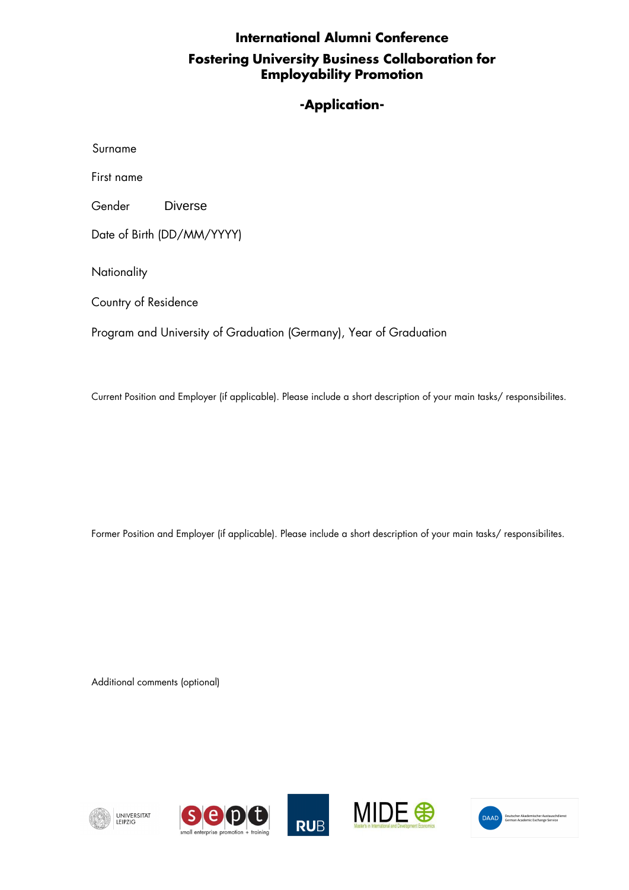# International Alumni Conference

## Fostering University Business Collaboration for Employability Promotion

### -Application-

Surname

First name

Gender Diverse

Date of Birth (DD/MM/YYYY)

Nationality

Country of Residence

Program and University of Graduation (Germany), Year of Graduation

Current Position and Employer (if applicable). Please include a short description of your main tasks/ responsibilites.

Former Position and Employer (if applicable). Please include a short description of your main tasks/ responsibilites.

Additional comments (optional)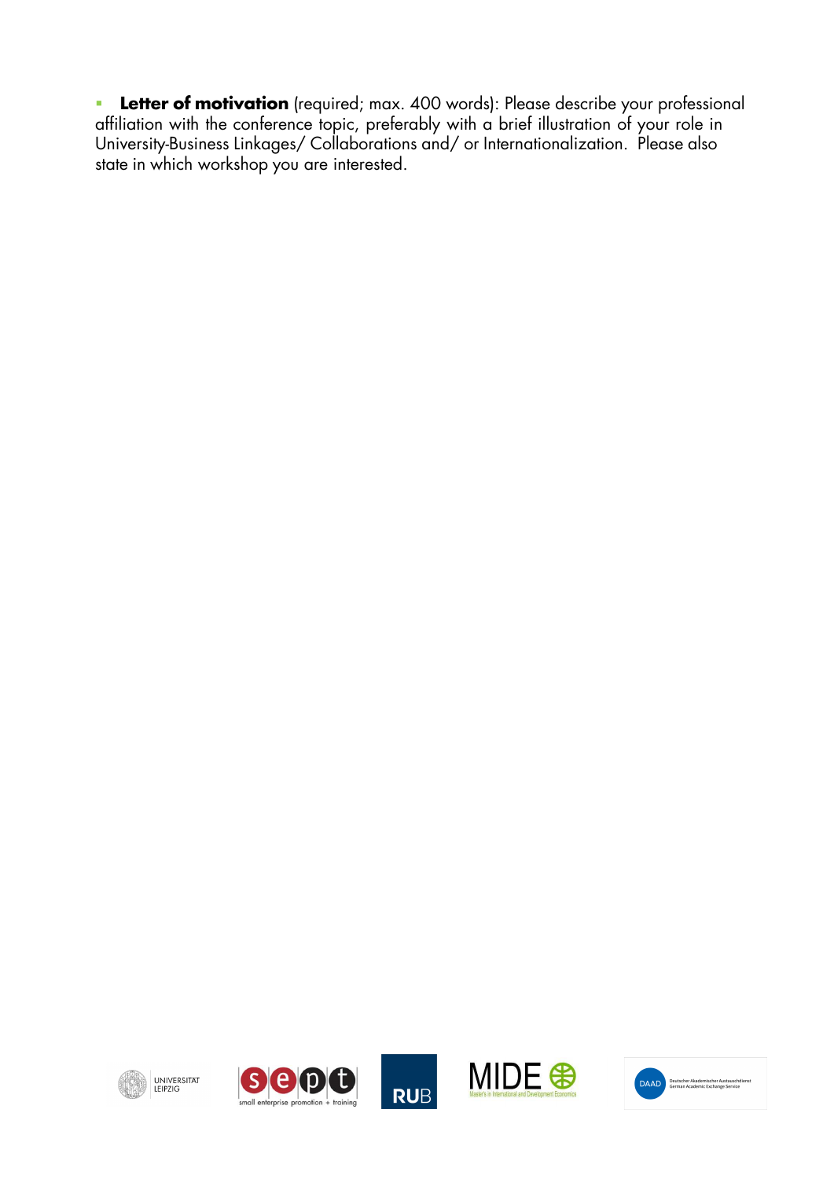- **Letter of motivation** (required; max. 400 words): Please describe your professional affiliation with the conference topic, preferably with a brief illustration of your role in University-Business Linkages/ Collaborations and/ or Internationalization. Please also state in which workshop you are interested.